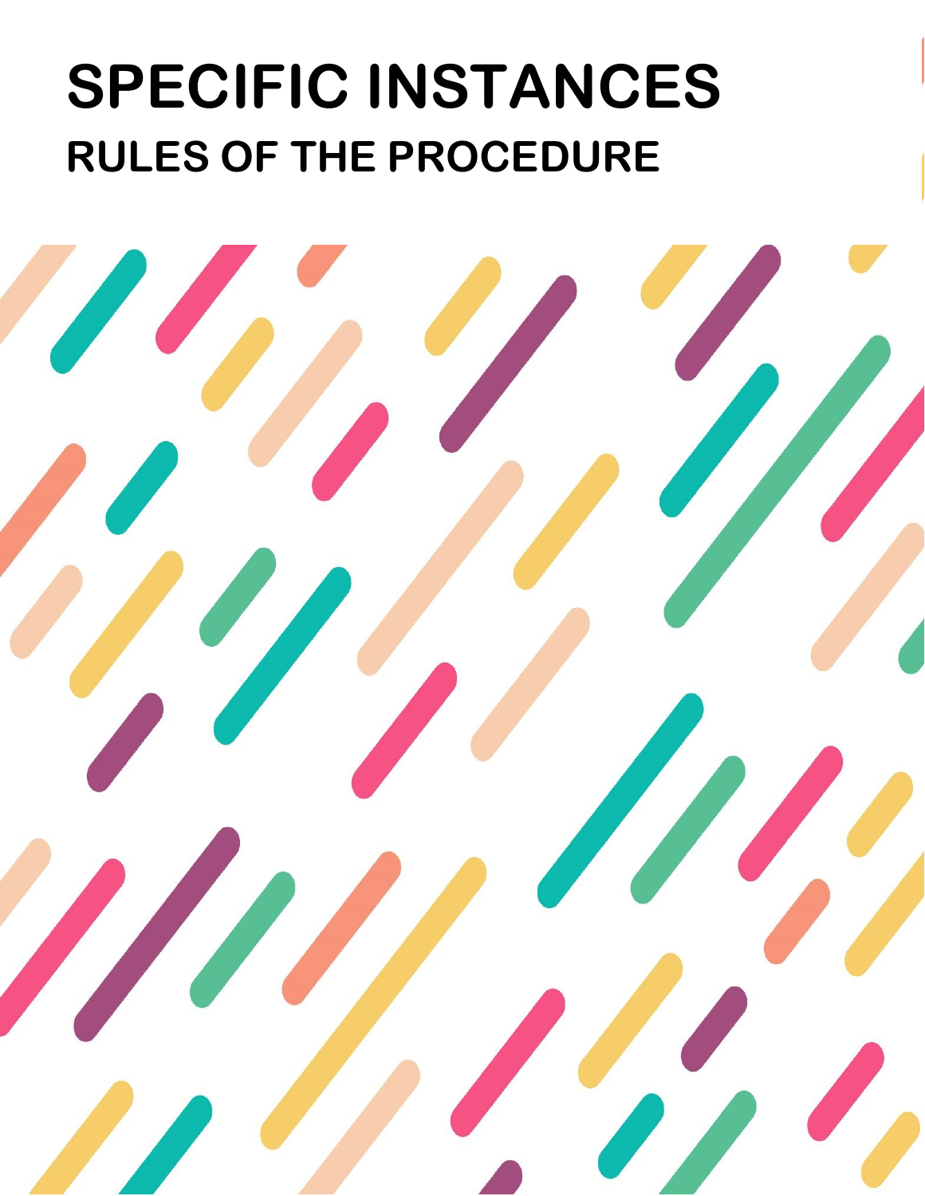# SPECIFIC INSTANCES

## RULES OF THE PROCEDURE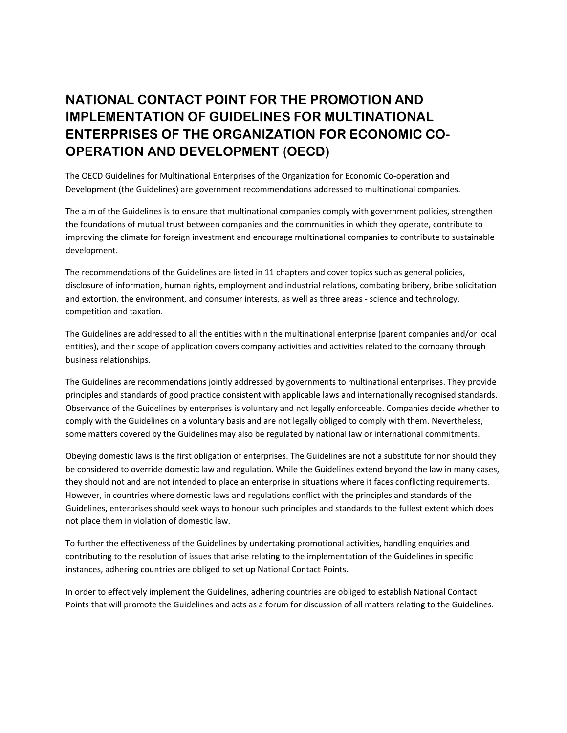# NATIONAL CONTACT POINT FOR THE PROMOTION AND IMPLEMENTATION OF GUIDELINES FOR MULTINATIONAL ENTERPRISES OF THE ORGANIZATION FOR ECONOMIC CO-OPERATION AND DEVELOPMENT (OECD)

The OECD Guidelines for Multinational Enterprises of the Organization for Economic Co-operation and Development (the Guidelines) are government recommendations addressed to multinational companies.

The aim of the Guidelines is to ensure that multinational companies comply with government policies, strengthen the foundations of mutual trust between companies and the communities in which they operate, contribute to improving the climate for foreign investment and encourage multinational companies to contribute to sustainable development.

The recommendations of the Guidelines are listed in 11 chapters and cover topics such as general policies, disclosure of information, human rights, employment and industrial relations, combating bribery, bribe solicitation and extortion, the environment, and consumer interests, as well as three areas - science and technology, competition and taxation.

The Guidelines are addressed to all the entities within the multinational enterprise (parent companies and/or local entities), and their scope of application covers company activities and activities related to the company through business relationships.

The Guidelines are recommendations jointly addressed by governments to multinational enterprises. They provide principles and standards of good practice consistent with applicable laws and internationally recognised standards. Observance of the Guidelines by enterprises is voluntary and not legally enforceable. Companies decide whether to comply with the Guidelines on a voluntary basis and are not legally obliged to comply with them. Nevertheless, some matters covered by the Guidelines may also be regulated by national law or international commitments.

Obeying domestic laws is the first obligation of enterprises. The Guidelines are not a substitute for nor should they be considered to override domestic law and regulation. While the Guidelines extend beyond the law in many cases, they should not and are not intended to place an enterprise in situations where it faces conflicting requirements. However, in countries where domestic laws and regulations conflict with the principles and standards of the Guidelines, enterprises should seek ways to honour such principles and standards to the fullest extent which does not place them in violation of domestic law.

To further the effectiveness of the Guidelines by undertaking promotional activities, handling enquiries and contributing to the resolution of issues that arise relating to the implementation of the Guidelines in specific instances, adhering countries are obliged to set up National Contact Points.

In order to effectively implement the Guidelines, adhering countries are obliged to establish National Contact Points that will promote the Guidelines and acts as a forum for discussion of all matters relating to the Guidelines.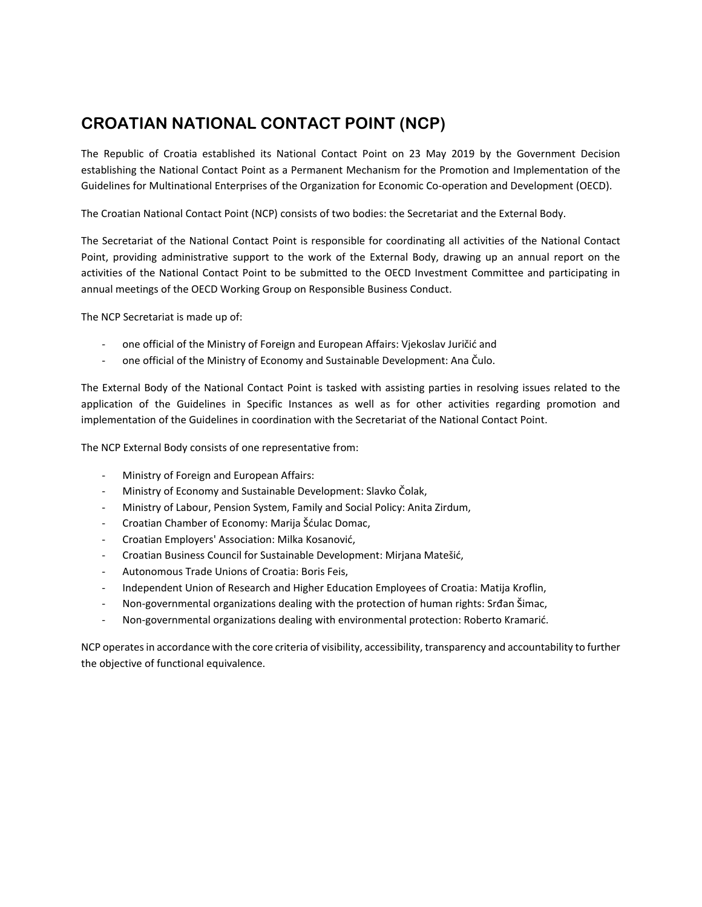## CROATIAN NATIONAL CONTACT POINT (NCP)

The Republic of Croatia established its National Contact Point on 23 May 2019 by the Government Decision establishing the National Contact Point as a Permanent Mechanism for the Promotion and Implementation of the Guidelines for Multinational Enterprises of the Organization for Economic Co-operation and Development (OECD).

The Croatian National Contact Point (NCP) consists of two bodies: the Secretariat and the External Body.

The Secretariat of the National Contact Point is responsible for coordinating all activities of the National Contact Point, providing administrative support to the work of the External Body, drawing up an annual report on the activities of the National Contact Point to be submitted to the OECD Investment Committee and participating in annual meetings of the OECD Working Group on Responsible Business Conduct.

The NCP Secretariat is made up of:

- one official of the Ministry of Foreign and European Affairs: Vjekoslav Juričić and
- one official of the Ministry of Economy and Sustainable Development: Ana Čulo.

The External Body of the National Contact Point is tasked with assisting parties in resolving issues related to the application of the Guidelines in Specific Instances as well as for other activities regarding promotion and implementation of the Guidelines in coordination with the Secretariat of the National Contact Point.

The NCP External Body consists of one representative from:

- Ministry of Foreign and European Affairs:
- Ministry of Economy and Sustainable Development: Slavko Čolak,
- Ministry of Labour, Pension System, Family and Social Policy: Anita Zirdum,
- Croatian Chamber of Economy: Marija Šćulac Domac,
- Croatian Employers' Association: Milka Kosanović,
- Croatian Business Council for Sustainable Development: Mirjana Matešić,
- Autonomous Trade Unions of Croatia: Boris Feis,
- Independent Union of Research and Higher Education Employees of Croatia: Matija Kroflin,
- Non-governmental organizations dealing with the protection of human rights: Srđan Šimac,
- Non-governmental organizations dealing with environmental protection: Roberto Kramarić.

NCP operates in accordance with the core criteria of visibility, accessibility, transparency and accountability to further the objective of functional equivalence.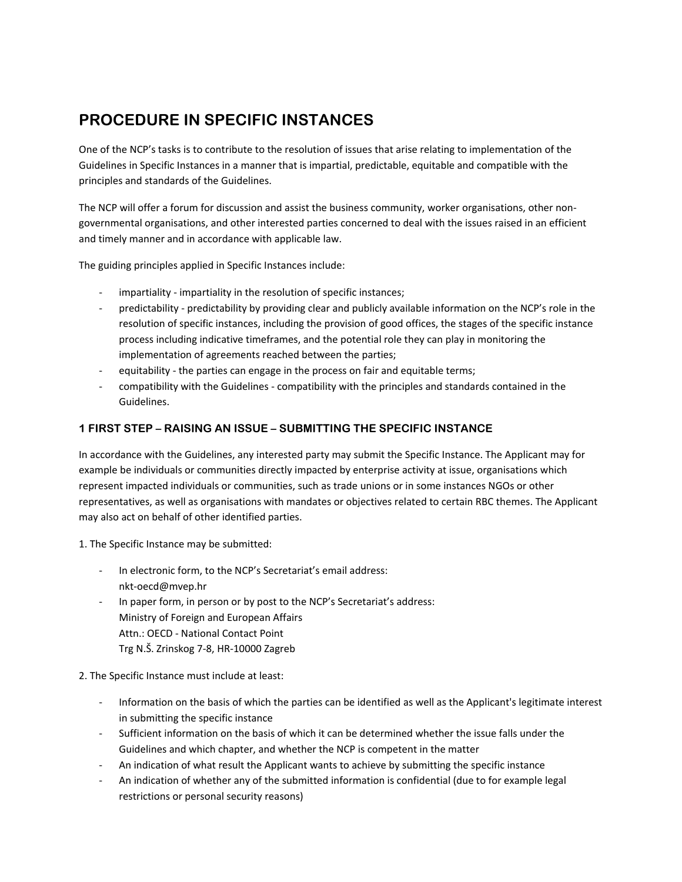# PROCEDURE IN SPECIFIC INSTANCES

One of the NCP's tasks is to contribute to the resolution of issues that arise relating to implementation of the Guidelines in Specific Instances in a manner that is impartial, predictable, equitable and compatible with the principles and standards of the Guidelines.

The NCP will offer a forum for discussion and assist the business community, worker organisations, other non-governmental organisations, and other interested parties concerned to deal with the issues raised in an efficient and timely manner and in accordance with applicable law.

The guiding principles applied in Specific Instances include:

- impartiality - impartiality in the resolution of specific instances;
- predictability - predictability by providing clear and publicly available information on the NCP's role in the resolution of specific instances, including the provision of good offices, the stages of the specific instance process including indicative timeframes, and the potential role they can play in monitoring the implementation of agreements reached between the parties;
- equitability - the parties can engage in the process on fair and equitable terms;
- compatibility with the Guidelines - compatibility with the principles and standards contained in the Guidelines.

## 1 FIRST STEP – RAISING AN ISSUE – SUBMITTING THE SPECIFIC INSTANCE

In accordance with the Guidelines, any interested party may submit the Specific Instance. The Applicant may for example be individuals or communities directly impacted by enterprise activity at issue, organisations which represent impacted individuals or communities, such as trade unions or in some instances NGOs or other representatives, as well as organisations with mandates or objectives related to certain RBC themes. The Applicant may also act on behalf of other identified parties.

1. The Specific Instance may be submitted:

- In electronic form, to the NCP's Secretariat's email address: nkt-oecd@mvep.hr
- In paper form, in person or by post to the NCP's Secretariat's address:
  Ministry of Foreign and European Affairs
  Attn.: OECD - National Contact Point
  Trg N.Š. Zrinskog 7-8, HR-10000 Zagreb

2. The Specific Instance must include at least:

- Information on the basis of which the parties can be identified as well as the Applicant's legitimate interest in submitting the specific instance
- Sufficient information on the basis of which it can be determined whether the issue falls under the Guidelines and which chapter, and whether the NCP is competent in the matter
- An indication of what result the Applicant wants to achieve by submitting the specific instance
- An indication of whether any of the submitted information is confidential (due to for example legal restrictions or personal security reasons)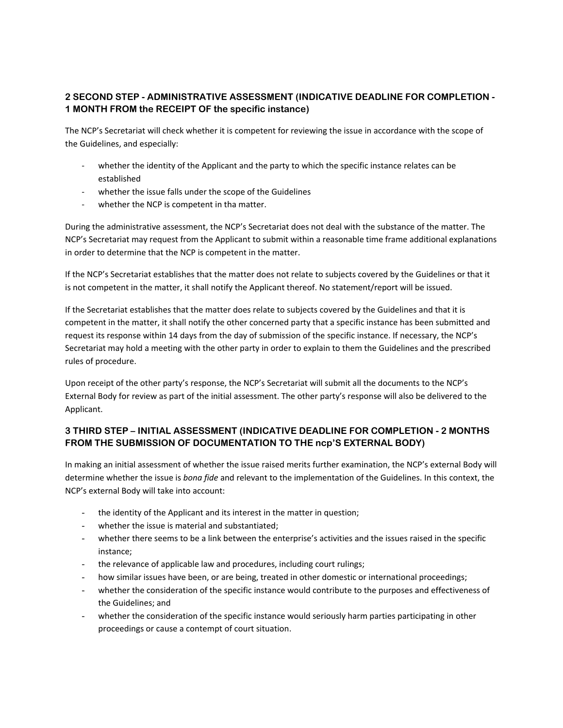## 2 SECOND STEP - ADMINISTRATIVE ASSESSMENT (INDICATIVE DEADLINE FOR COMPLETION - 1 MONTH FROM the RECEIPT OF the specific instance)

The NCP's Secretariat will check whether it is competent for reviewing the issue in accordance with the scope of the Guidelines, and especially:

- whether the identity of the Applicant and the party to which the specific instance relates can be established
- whether the issue falls under the scope of the Guidelines
- whether the NCP is competent in tha matter.

During the administrative assessment, the NCP's Secretariat does not deal with the substance of the matter. The NCP's Secretariat may request from the Applicant to submit within a reasonable time frame additional explanations in order to determine that the NCP is competent in the matter.

If the NCP's Secretariat establishes that the matter does not relate to subjects covered by the Guidelines or that it is not competent in the matter, it shall notify the Applicant thereof. No statement/report will be issued.

If the Secretariat establishes that the matter does relate to subjects covered by the Guidelines and that it is competent in the matter, it shall notify the other concerned party that a specific instance has been submitted and request its response within 14 days from the day of submission of the specific instance. If necessary, the NCP's Secretariat may hold a meeting with the other party in order to explain to them the Guidelines and the prescribed rules of procedure.

Upon receipt of the other party's response, the NCP's Secretariat will submit all the documents to the NCP's External Body for review as part of the initial assessment. The other party's response will also be delivered to the Applicant.

## 3 THIRD STEP – INITIAL ASSESSMENT (INDICATIVE DEADLINE FOR COMPLETION - 2 MONTHS FROM THE SUBMISSION OF DOCUMENTATION TO THE ncp'S EXTERNAL BODY)

In making an initial assessment of whether the issue raised merits further examination, the NCP's external Body will determine whether the issue is *bona fide* and relevant to the implementation of the Guidelines. In this context, the NCP's external Body will take into account:

- the identity of the Applicant and its interest in the matter in question;
- whether the issue is material and substantiated;
- whether there seems to be a link between the enterprise's activities and the issues raised in the specific instance;
- the relevance of applicable law and procedures, including court rulings;
- how similar issues have been, or are being, treated in other domestic or international proceedings;
- whether the consideration of the specific instance would contribute to the purposes and effectiveness of the Guidelines; and
- whether the consideration of the specific instance would seriously harm parties participating in other proceedings or cause a contempt of court situation.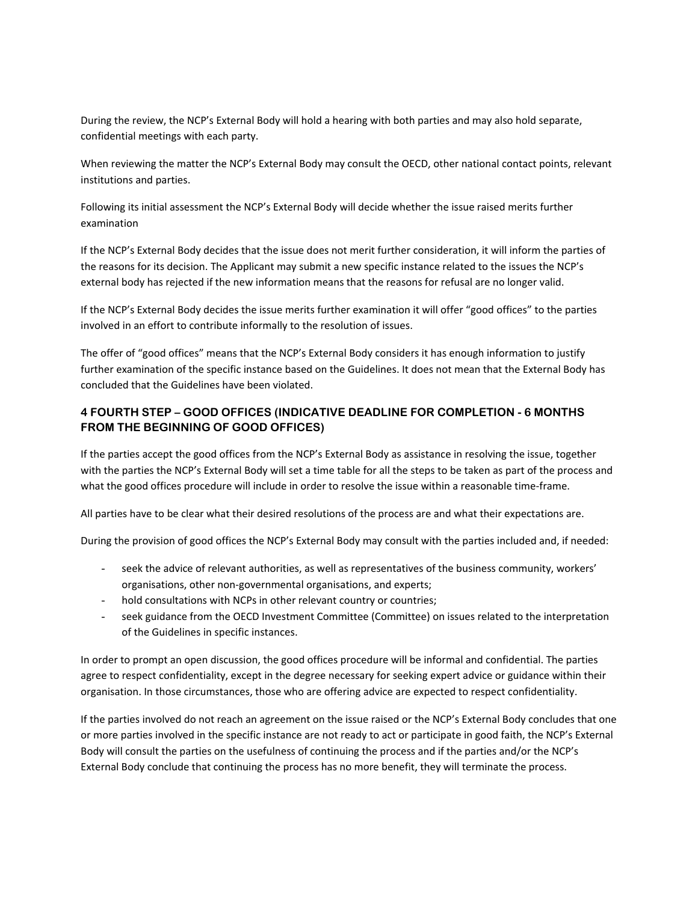During the review, the NCP's External Body will hold a hearing with both parties and may also hold separate, confidential meetings with each party.

When reviewing the matter the NCP's External Body may consult the OECD, other national contact points, relevant institutions and parties.

Following its initial assessment the NCP's External Body will decide whether the issue raised merits further examination

If the NCP's External Body decides that the issue does not merit further consideration, it will inform the parties of the reasons for its decision. The Applicant may submit a new specific instance related to the issues the NCP's external body has rejected if the new information means that the reasons for refusal are no longer valid.

If the NCP's External Body decides the issue merits further examination it will offer "good offices" to the parties involved in an effort to contribute informally to the resolution of issues.

The offer of "good offices" means that the NCP's External Body considers it has enough information to justify further examination of the specific instance based on the Guidelines. It does not mean that the External Body has concluded that the Guidelines have been violated.

## 4 FOURTH STEP – GOOD OFFICES (INDICATIVE DEADLINE FOR COMPLETION - 6 MONTHS FROM THE BEGINNING OF GOOD OFFICES)

If the parties accept the good offices from the NCP's External Body as assistance in resolving the issue, together with the parties the NCP's External Body will set a time table for all the steps to be taken as part of the process and what the good offices procedure will include in order to resolve the issue within a reasonable time-frame.

All parties have to be clear what their desired resolutions of the process are and what their expectations are.

During the provision of good offices the NCP's External Body may consult with the parties included and, if needed:

- seek the advice of relevant authorities, as well as representatives of the business community, workers' organisations, other non-governmental organisations, and experts;
- hold consultations with NCPs in other relevant country or countries;
- seek guidance from the OECD Investment Committee (Committee) on issues related to the interpretation of the Guidelines in specific instances.

In order to prompt an open discussion, the good offices procedure will be informal and confidential. The parties agree to respect confidentiality, except in the degree necessary for seeking expert advice or guidance within their organisation. In those circumstances, those who are offering advice are expected to respect confidentiality.

If the parties involved do not reach an agreement on the issue raised or the NCP's External Body concludes that one or more parties involved in the specific instance are not ready to act or participate in good faith, the NCP's External Body will consult the parties on the usefulness of continuing the process and if the parties and/or the NCP's External Body conclude that continuing the process has no more benefit, they will terminate the process.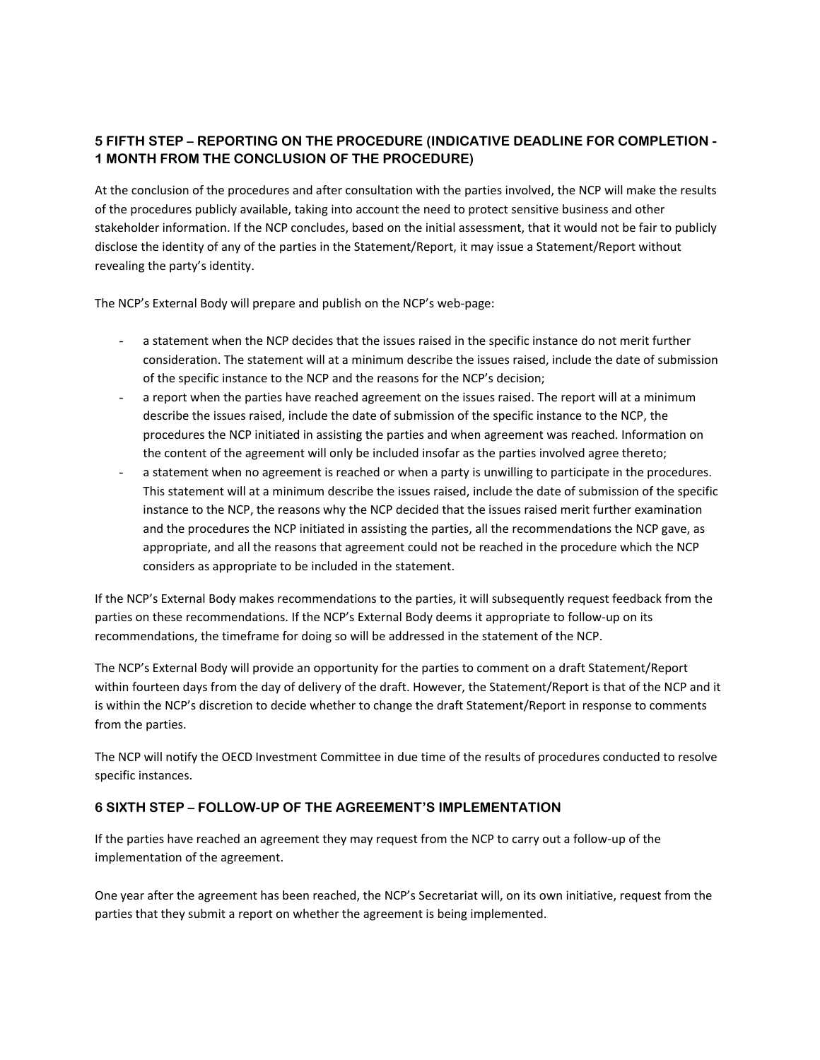## 5 FIFTH STEP – REPORTING ON THE PROCEDURE (INDICATIVE DEADLINE FOR COMPLETION - 1 MONTH FROM THE CONCLUSION OF THE PROCEDURE)

At the conclusion of the procedures and after consultation with the parties involved, the NCP will make the results of the procedures publicly available, taking into account the need to protect sensitive business and other stakeholder information. If the NCP concludes, based on the initial assessment, that it would not be fair to publicly disclose the identity of any of the parties in the Statement/Report, it may issue a Statement/Report without revealing the party's identity.

The NCP's External Body will prepare and publish on the NCP's web-page:

- a statement when the NCP decides that the issues raised in the specific instance do not merit further consideration. The statement will at a minimum describe the issues raised, include the date of submission of the specific instance to the NCP and the reasons for the NCP's decision;
- a report when the parties have reached agreement on the issues raised. The report will at a minimum describe the issues raised, include the date of submission of the specific instance to the NCP, the procedures the NCP initiated in assisting the parties and when agreement was reached. Information on the content of the agreement will only be included insofar as the parties involved agree thereto;
- a statement when no agreement is reached or when a party is unwilling to participate in the procedures. This statement will at a minimum describe the issues raised, include the date of submission of the specific instance to the NCP, the reasons why the NCP decided that the issues raised merit further examination and the procedures the NCP initiated in assisting the parties, all the recommendations the NCP gave, as appropriate, and all the reasons that agreement could not be reached in the procedure which the NCP considers as appropriate to be included in the statement.

If the NCP's External Body makes recommendations to the parties, it will subsequently request feedback from the parties on these recommendations. If the NCP's External Body deems it appropriate to follow-up on its recommendations, the timeframe for doing so will be addressed in the statement of the NCP.

The NCP's External Body will provide an opportunity for the parties to comment on a draft Statement/Report within fourteen days from the day of delivery of the draft. However, the Statement/Report is that of the NCP and it is within the NCP's discretion to decide whether to change the draft Statement/Report in response to comments from the parties.

The NCP will notify the OECD Investment Committee in due time of the results of procedures conducted to resolve specific instances.

## 6 SIXTH STEP – FOLLOW-UP OF THE AGREEMENT'S IMPLEMENTATION

If the parties have reached an agreement they may request from the NCP to carry out a follow-up of the implementation of the agreement.

One year after the agreement has been reached, the NCP's Secretariat will, on its own initiative, request from the parties that they submit a report on whether the agreement is being implemented.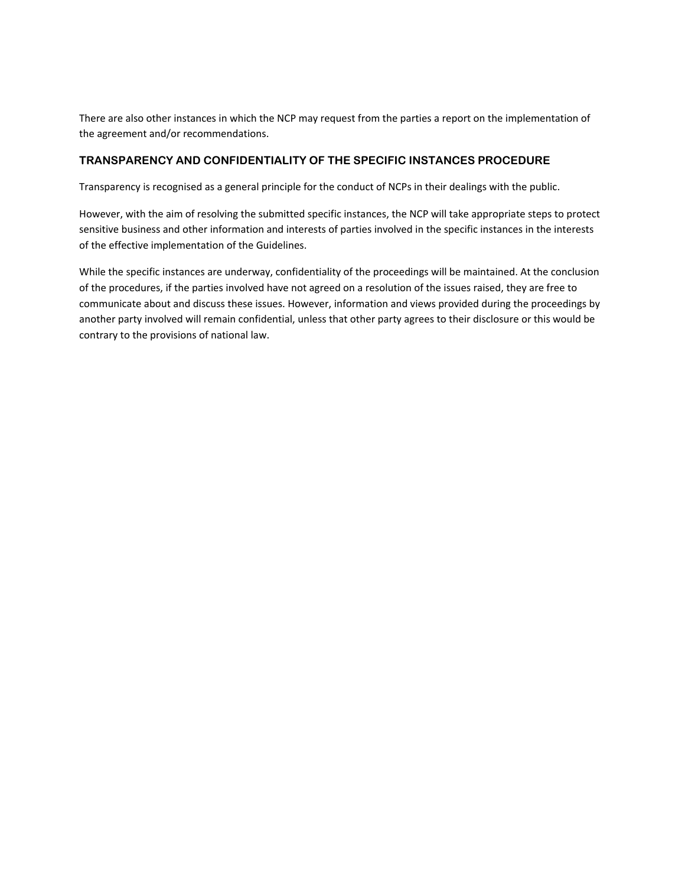There are also other instances in which the NCP may request from the parties a report on the implementation of the agreement and/or recommendations.

## TRANSPARENCY AND CONFIDENTIALITY OF THE SPECIFIC INSTANCES PROCEDURE

Transparency is recognised as a general principle for the conduct of NCPs in their dealings with the public.

However, with the aim of resolving the submitted specific instances, the NCP will take appropriate steps to protect sensitive business and other information and interests of parties involved in the specific instances in the interests of the effective implementation of the Guidelines.

While the specific instances are underway, confidentiality of the proceedings will be maintained. At the conclusion of the procedures, if the parties involved have not agreed on a resolution of the issues raised, they are free to communicate about and discuss these issues. However, information and views provided during the proceedings by another party involved will remain confidential, unless that other party agrees to their disclosure or this would be contrary to the provisions of national law.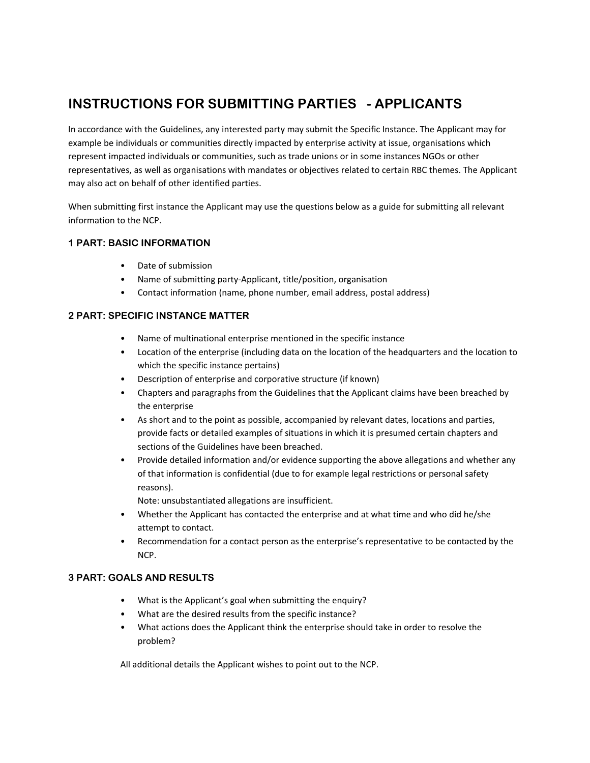# INSTRUCTIONS FOR SUBMITTING PARTIES - APPLICANTS

In accordance with the Guidelines, any interested party may submit the Specific Instance. The Applicant may for example be individuals or communities directly impacted by enterprise activity at issue, organisations which represent impacted individuals or communities, such as trade unions or in some instances NGOs or other representatives, as well as organisations with mandates or objectives related to certain RBC themes. The Applicant may also act on behalf of other identified parties.

When submitting first instance the Applicant may use the questions below as a guide for submitting all relevant information to the NCP.

### 1 PART: BASIC INFORMATION

- Date of submission
- Name of submitting party-Applicant, title/position, organisation
- Contact information (name, phone number, email address, postal address)

### 2 PART: SPECIFIC INSTANCE MATTER

- Name of multinational enterprise mentioned in the specific instance
- Location of the enterprise (including data on the location of the headquarters and the location to which the specific instance pertains)
- Description of enterprise and corporative structure (if known)
- Chapters and paragraphs from the Guidelines that the Applicant claims have been breached by the enterprise
- As short and to the point as possible, accompanied by relevant dates, locations and parties, provide facts or detailed examples of situations in which it is presumed certain chapters and sections of the Guidelines have been breached.
- Provide detailed information and/or evidence supporting the above allegations and whether any of that information is confidential (due to for example legal restrictions or personal safety reasons).
  Note: unsubstantiated allegations are insufficient.
- Whether the Applicant has contacted the enterprise and at what time and who did he/she attempt to contact.
- Recommendation for a contact person as the enterprise's representative to be contacted by the NCP.

### 3 PART: GOALS AND RESULTS

- What is the Applicant's goal when submitting the enquiry?
- What are the desired results from the specific instance?
- What actions does the Applicant think the enterprise should take in order to resolve the problem?

All additional details the Applicant wishes to point out to the NCP.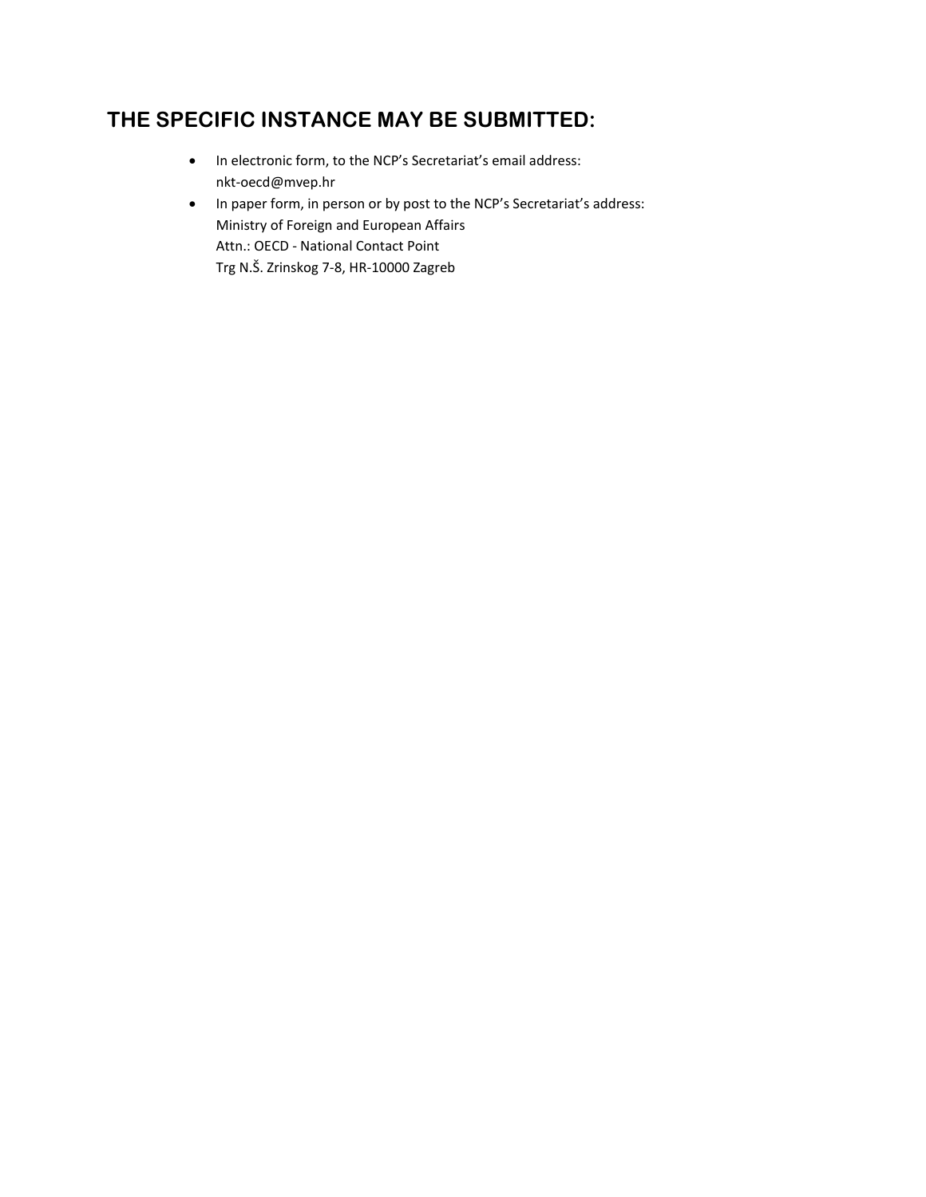## THE SPECIFIC INSTANCE MAY BE SUBMITTED:

- In electronic form, to the NCP's Secretariat's email address:
  nkt-oecd@mvep.hr
- In paper form, in person or by post to the NCP's Secretariat's address:
  Ministry of Foreign and European Affairs
  Attn.: OECD - National Contact Point
  Trg N.Š. Zrinskog 7-8, HR-10000 Zagreb